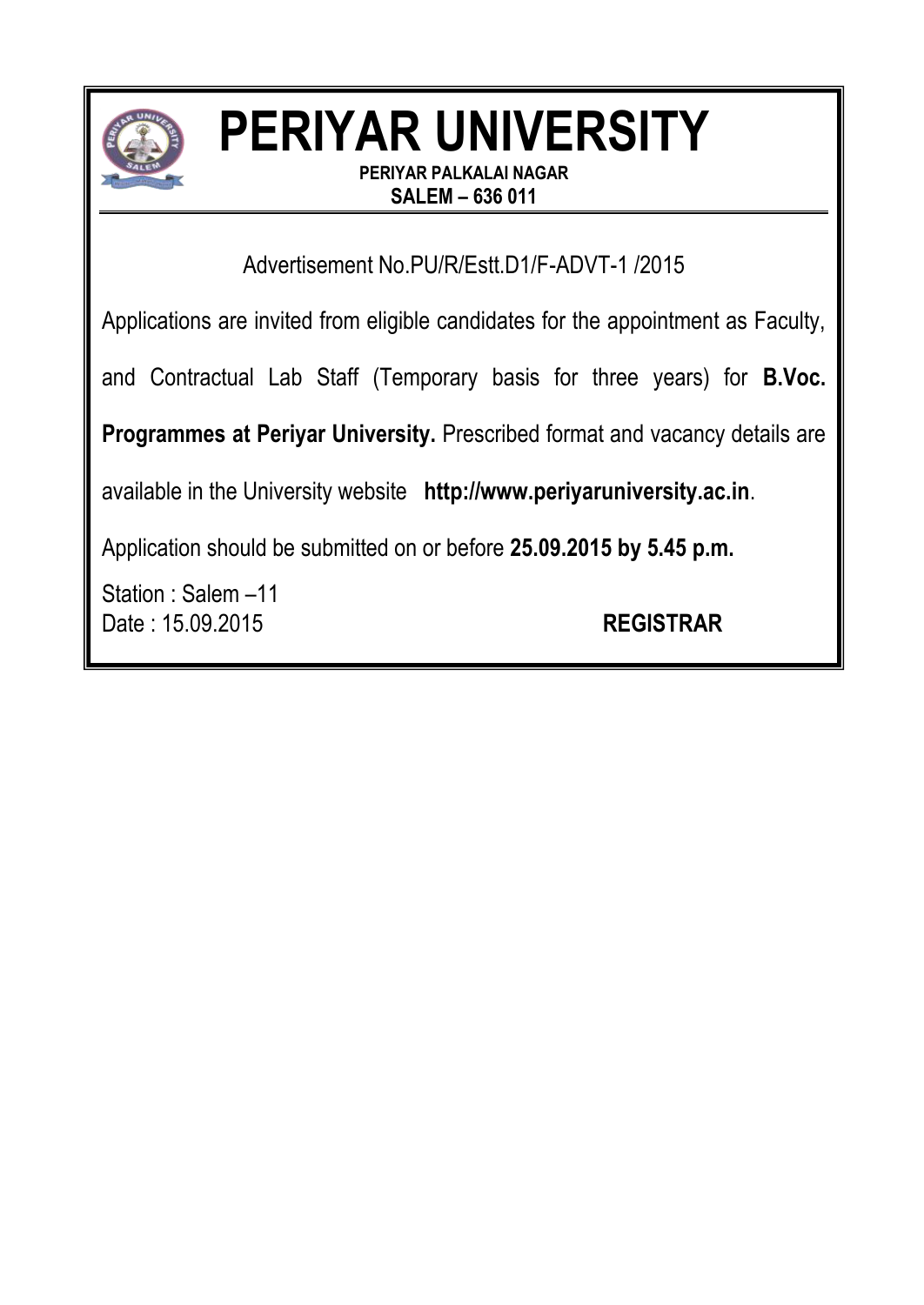# PERIYAR UNIVERSITY

**PERIYAR PALKALAI NAGAR**
**SALEM – 636 011**

Advertisement No.PU/R/Estt.D1/F-ADVT-1 /2015

Applications are invited from eligible candidates for the appointment as Faculty, and Contractual Lab Staff (Temporary basis for three years) for **B.Voc. Programmes at Periyar University.** Prescribed format and vacancy details are available in the University website **http://www.periyaruniversity.ac.in**.

Application should be submitted on or before **25.09.2015 by 5.45 p.m.**

Station : Salem –11
Date : 15.09.2015

**REGISTRAR**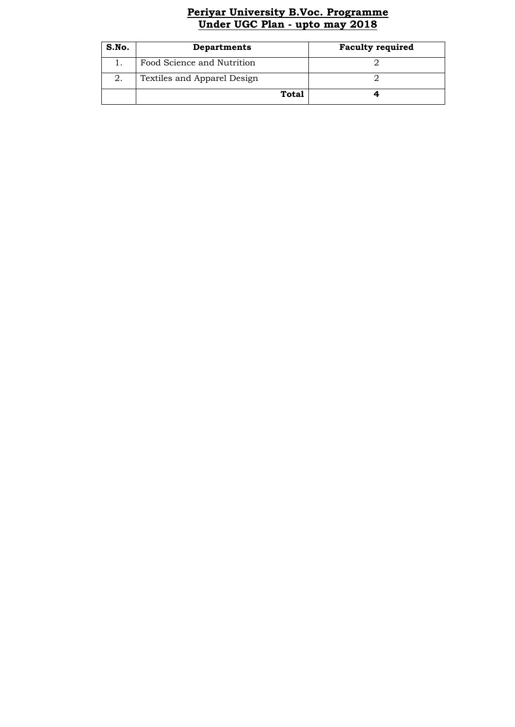## Periyar University B.Voc. Programme
## Under UGC Plan - upto may 2018

| S.No. | Departments | Faculty required |
|---|---|---|
| 1. | Food Science and Nutrition | 2 |
| 2. | Textiles and Apparel Design | 2 |
| | **Total** | **4** |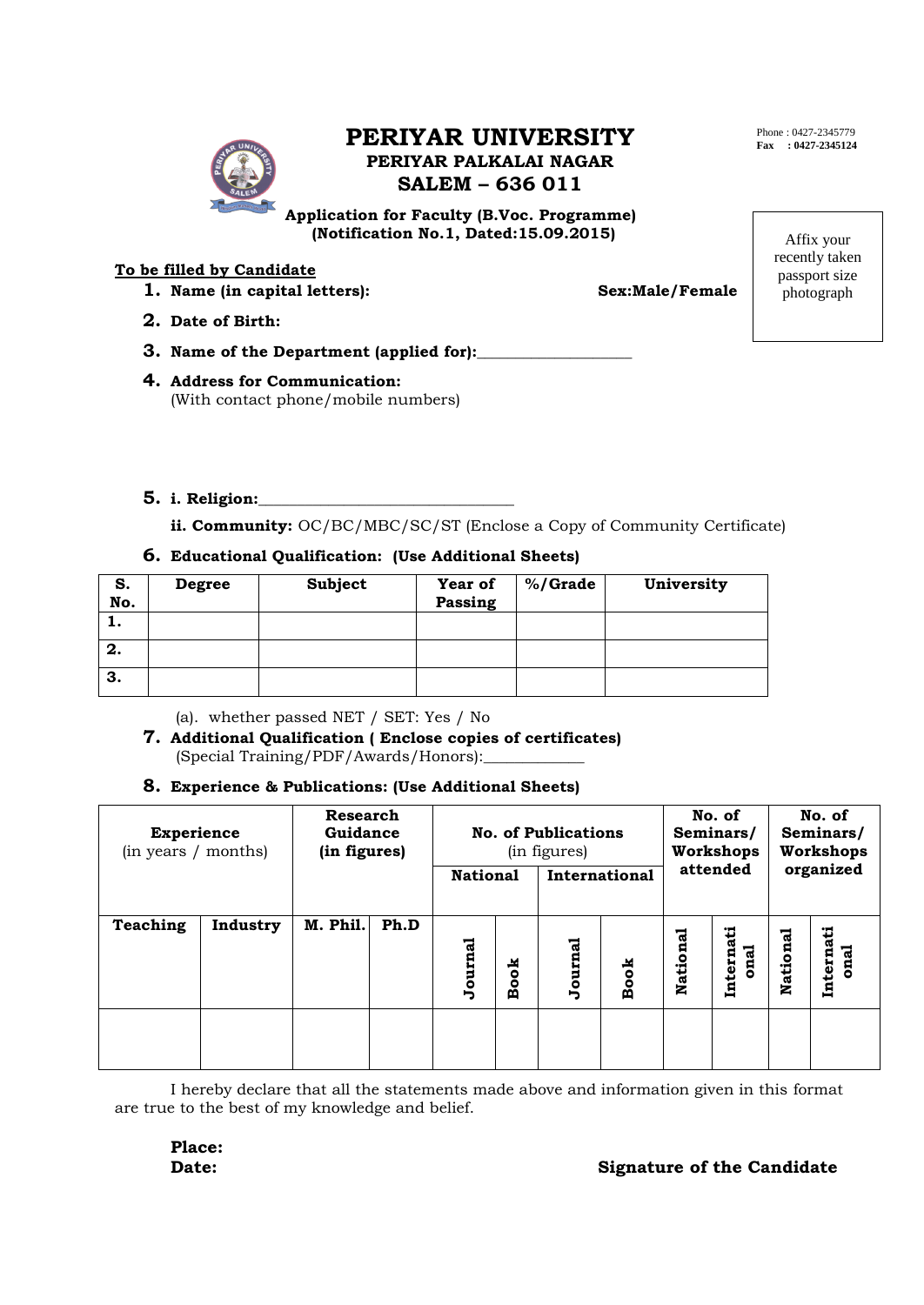Phone : 0427-2345779
**Fax : 0427-2345124**

# PERIYAR UNIVERSITY

**PERIYAR PALKALAI NAGAR**

**SALEM – 636 011**

**Application for Faculty (B.Voc. Programme)**
**(Notification No.1, Dated:15.09.2015)**

Affix your recently taken passport size photograph

**To be filled by Candidate**

1. **Name (in capital letters):** **Sex:Male/Female**
2. **Date of Birth:**
3. **Name of the Department (applied for):**____________________
4. **Address for Communication:**
   (With contact phone/mobile numbers)

5. **i. Religion:**_________________________________

   **ii. Community:** OC/BC/MBC/SC/ST (Enclose a Copy of Community Certificate)

6. **Educational Qualification: (Use Additional Sheets)**

| S. No. | Degree | Subject | Year of Passing | %/Grade | University |
|---|---|---|---|---|---|
| 1. | | | | | |
| 2. | | | | | |
| 3. | | | | | |

   (a). whether passed NET / SET: Yes / No

7. **Additional Qualification ( Enclose copies of certificates)**
   (Special Training/PDF/Awards/Honors):_____________

8. **Experience & Publications: (Use Additional Sheets)**

| Experience (in years / months) | | Research Guidance (in figures) | | No. of Publications (in figures) | | | | No. of Seminars/ Workshops attended | | No. of Seminars/ Workshops organized | |
|---|---|---|---|---|---|---|---|---|---|---|---|
| | | | | National | | International | | | | | |
| Teaching | Industry | M. Phil. | Ph.D | Journal | Book | Journal | Book | National | International | National | International |
| | | | | | | | | | | | |

I hereby declare that all the statements made above and information given in this format are true to the best of my knowledge and belief.

**Place:**
**Date:** **Signature of the Candidate**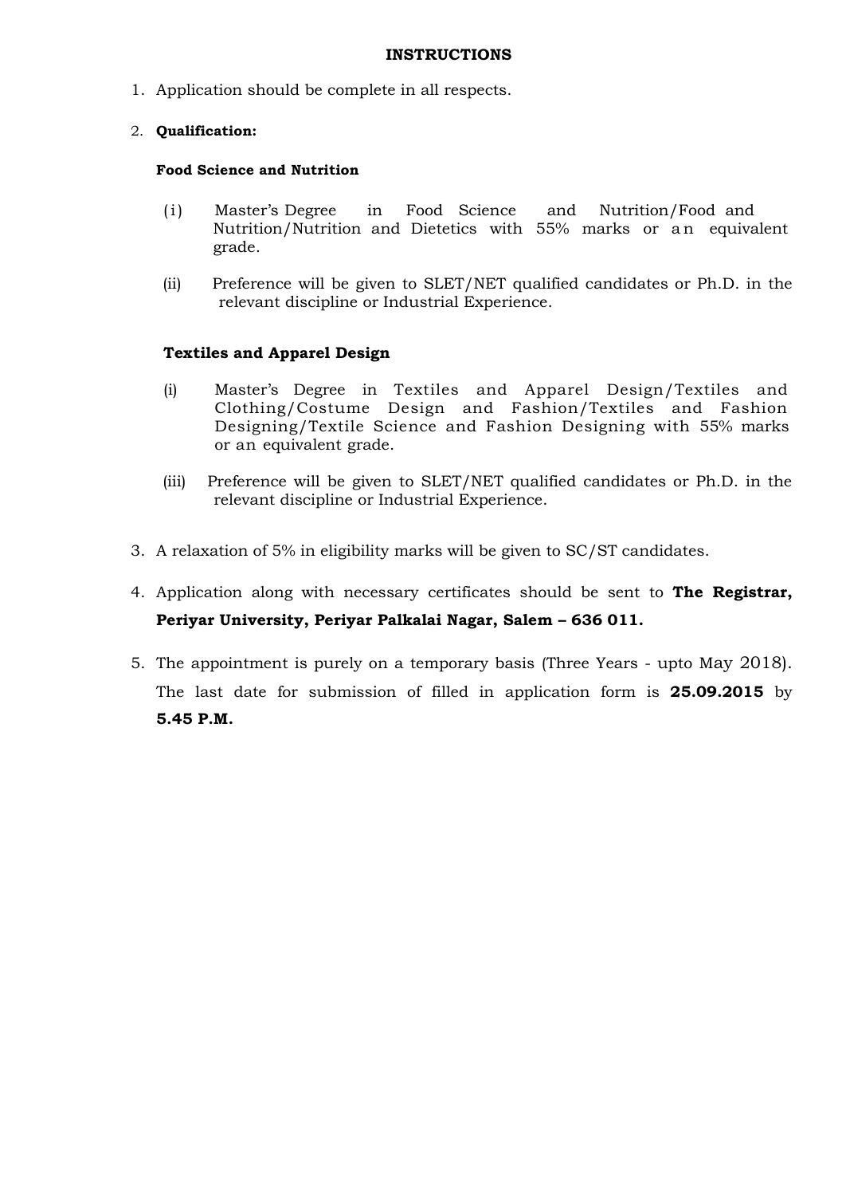# INSTRUCTIONS

1. Application should be complete in all respects.

2. **Qualification:**

   **Food Science and Nutrition**

   (i) Master's Degree in Food Science and Nutrition/Food and Nutrition/Nutrition and Dietetics with 55% marks or an equivalent grade.

   (ii) Preference will be given to SLET/NET qualified candidates or Ph.D. in the relevant discipline or Industrial Experience.

   **Textiles and Apparel Design**

   (i) Master's Degree in Textiles and Apparel Design/Textiles and Clothing/Costume Design and Fashion/Textiles and Fashion Designing/Textile Science and Fashion Designing with 55% marks or an equivalent grade.

   (iii) Preference will be given to SLET/NET qualified candidates or Ph.D. in the relevant discipline or Industrial Experience.

3. A relaxation of 5% in eligibility marks will be given to SC/ST candidates.

4. Application along with necessary certificates should be sent to **The Registrar, Periyar University, Periyar Palkalai Nagar, Salem – 636 011.**

5. The appointment is purely on a temporary basis (Three Years - upto May 2018). The last date for submission of filled in application form is **25.09.2015** by **5.45 P.M.**